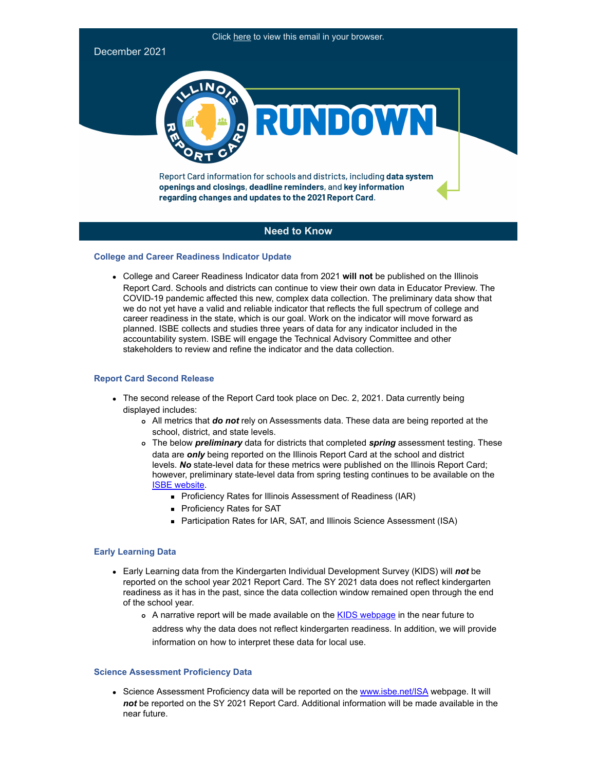Click here to view this email in your browser.

December 2021

# ILLINOIS REPORT CARD RUNDOWN

Report Card information for schools and districts, including **data system openings and closings**, **deadline reminders**, and **key information regarding changes and updates to the 2021 Report Card**.

## Need to Know

### College and Career Readiness Indicator Update

- College and Career Readiness Indicator data from 2021 **will not** be published on the Illinois Report Card. Schools and districts can continue to view their own data in Educator Preview. The COVID-19 pandemic affected this new, complex data collection. The preliminary data show that we do not yet have a valid and reliable indicator that reflects the full spectrum of college and career readiness in the state, which is our goal. Work on the indicator will move forward as planned. ISBE collects and studies three years of data for any indicator included in the accountability system. ISBE will engage the Technical Advisory Committee and other stakeholders to review and refine the indicator and the data collection.

### Report Card Second Release

- The second release of the Report Card took place on Dec. 2, 2021. Data currently being displayed includes:
  - All metrics that ***do not*** rely on Assessments data. These data are being reported at the school, district, and state levels.
  - The below ***preliminary*** data for districts that completed ***spring*** assessment testing. These data are ***only*** being reported on the Illinois Report Card at the school and district levels. ***No*** state-level data for these metrics were published on the Illinois Report Card; however, preliminary state-level data from spring testing continues to be available on the ISBE website.
    - Proficiency Rates for Illinois Assessment of Readiness (IAR)
    - Proficiency Rates for SAT
    - Participation Rates for IAR, SAT, and Illinois Science Assessment (ISA)

### Early Learning Data

- Early Learning data from the Kindergarten Individual Development Survey (KIDS) will ***not*** be reported on the school year 2021 Report Card. The SY 2021 data does not reflect kindergarten readiness as it has in the past, since the data collection window remained open through the end of the school year.
  - A narrative report will be made available on the KIDS webpage in the near future to address why the data does not reflect kindergarten readiness. In addition, we will provide information on how to interpret these data for local use.

### Science Assessment Proficiency Data

- Science Assessment Proficiency data will be reported on the www.isbe.net/ISA webpage. It will ***not*** be reported on the SY 2021 Report Card. Additional information will be made available in the near future.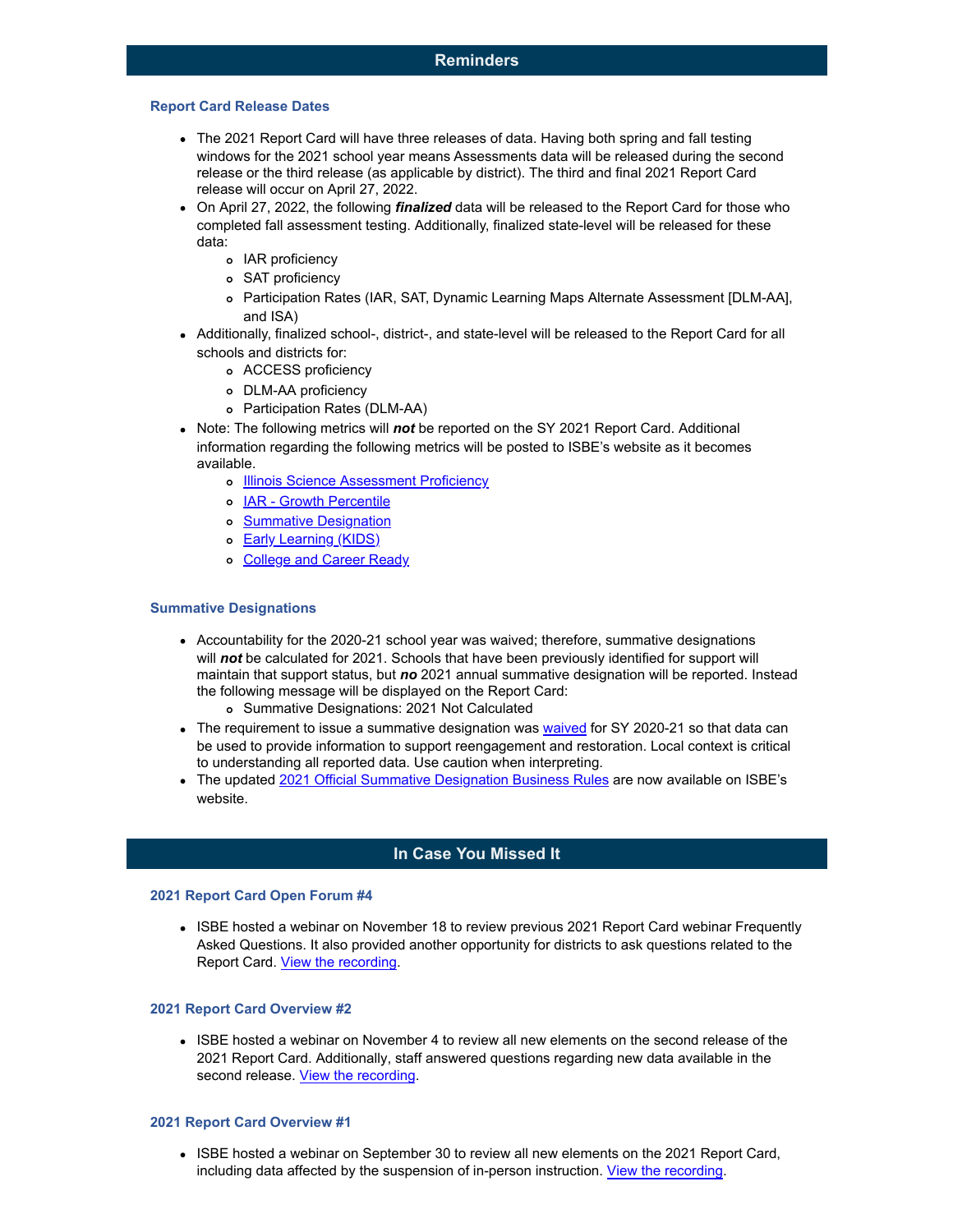## Reminders

### Report Card Release Dates

- The 2021 Report Card will have three releases of data. Having both spring and fall testing windows for the 2021 school year means Assessments data will be released during the second release or the third release (as applicable by district). The third and final 2021 Report Card release will occur on April 27, 2022.
- On April 27, 2022, the following ***finalized*** data will be released to the Report Card for those who completed fall assessment testing. Additionally, finalized state-level will be released for these data:
  - IAR proficiency
  - SAT proficiency
  - Participation Rates (IAR, SAT, Dynamic Learning Maps Alternate Assessment [DLM-AA], and ISA)
- Additionally, finalized school-, district-, and state-level will be released to the Report Card for all schools and districts for:
  - ACCESS proficiency
  - DLM-AA proficiency
  - Participation Rates (DLM-AA)
- Note: The following metrics will ***not*** be reported on the SY 2021 Report Card. Additional information regarding the following metrics will be posted to ISBE's website as it becomes available.
  - Illinois Science Assessment Proficiency
  - IAR - Growth Percentile
  - Summative Designation
  - Early Learning (KIDS)
  - College and Career Ready

### Summative Designations

- Accountability for the 2020-21 school year was waived; therefore, summative designations will ***not*** be calculated for 2021. Schools that have been previously identified for support will maintain that support status, but ***no*** 2021 annual summative designation will be reported. Instead the following message will be displayed on the Report Card:
  - Summative Designations: 2021 Not Calculated
- The requirement to issue a summative designation was waived for SY 2020-21 so that data can be used to provide information to support reengagement and restoration. Local context is critical to understanding all reported data. Use caution when interpreting.
- The updated 2021 Official Summative Designation Business Rules are now available on ISBE's website.

## In Case You Missed It

### 2021 Report Card Open Forum #4

- ISBE hosted a webinar on November 18 to review previous 2021 Report Card webinar Frequently Asked Questions. It also provided another opportunity for districts to ask questions related to the Report Card. View the recording.

### 2021 Report Card Overview #2

- ISBE hosted a webinar on November 4 to review all new elements on the second release of the 2021 Report Card. Additionally, staff answered questions regarding new data available in the second release. View the recording.

### 2021 Report Card Overview #1

- ISBE hosted a webinar on September 30 to review all new elements on the 2021 Report Card, including data affected by the suspension of in-person instruction. View the recording.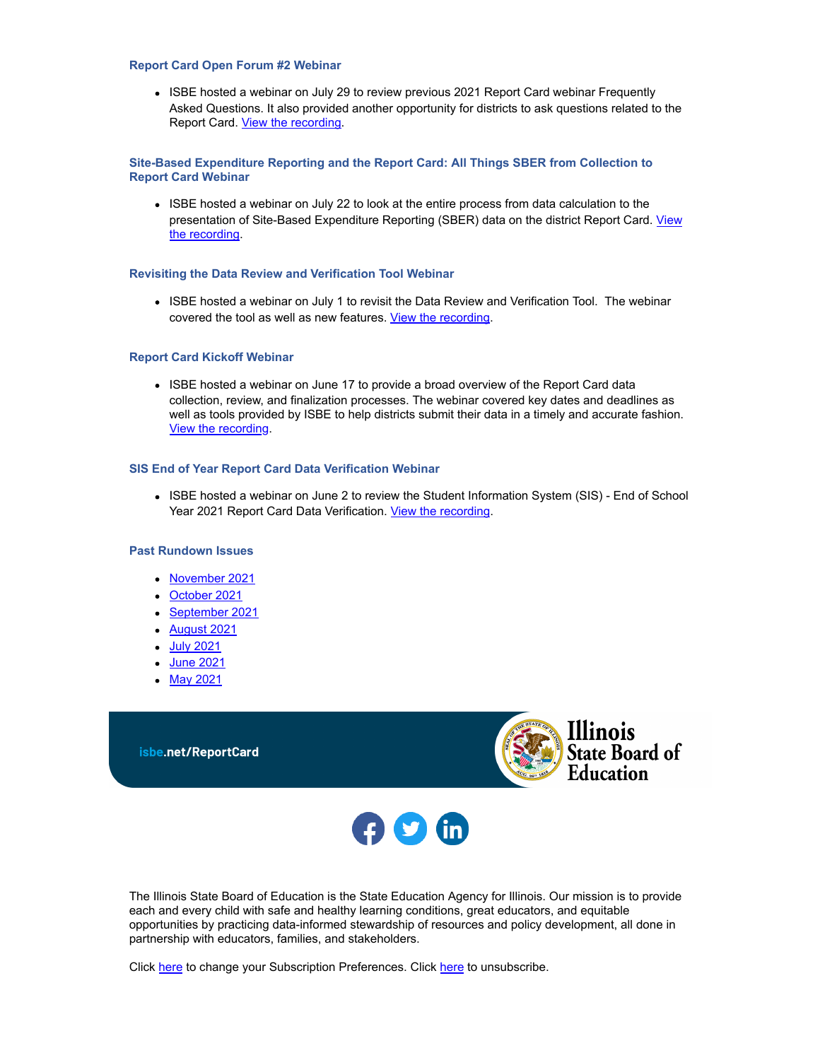### Report Card Open Forum #2 Webinar

- ISBE hosted a webinar on July 29 to review previous 2021 Report Card webinar Frequently Asked Questions. It also provided another opportunity for districts to ask questions related to the Report Card. View the recording.

### Site-Based Expenditure Reporting and the Report Card: All Things SBER from Collection to Report Card Webinar

- ISBE hosted a webinar on July 22 to look at the entire process from data calculation to the presentation of Site-Based Expenditure Reporting (SBER) data on the district Report Card. View the recording.

### Revisiting the Data Review and Verification Tool Webinar

- ISBE hosted a webinar on July 1 to revisit the Data Review and Verification Tool. The webinar covered the tool as well as new features. View the recording.

### Report Card Kickoff Webinar

- ISBE hosted a webinar on June 17 to provide a broad overview of the Report Card data collection, review, and finalization processes. The webinar covered key dates and deadlines as well as tools provided by ISBE to help districts submit their data in a timely and accurate fashion. View the recording.

### SIS End of Year Report Card Data Verification Webinar

- ISBE hosted a webinar on June 2 to review the Student Information System (SIS) - End of School Year 2021 Report Card Data Verification. View the recording.

### Past Rundown Issues

- November 2021
- October 2021
- September 2021
- August 2021
- July 2021
- June 2021
- May 2021

isbe.net/ReportCard

Illinois State Board of Education

The Illinois State Board of Education is the State Education Agency for Illinois. Our mission is to provide each and every child with safe and healthy learning conditions, great educators, and equitable opportunities by practicing data-informed stewardship of resources and policy development, all done in partnership with educators, families, and stakeholders.

Click here to change your Subscription Preferences. Click here to unsubscribe.